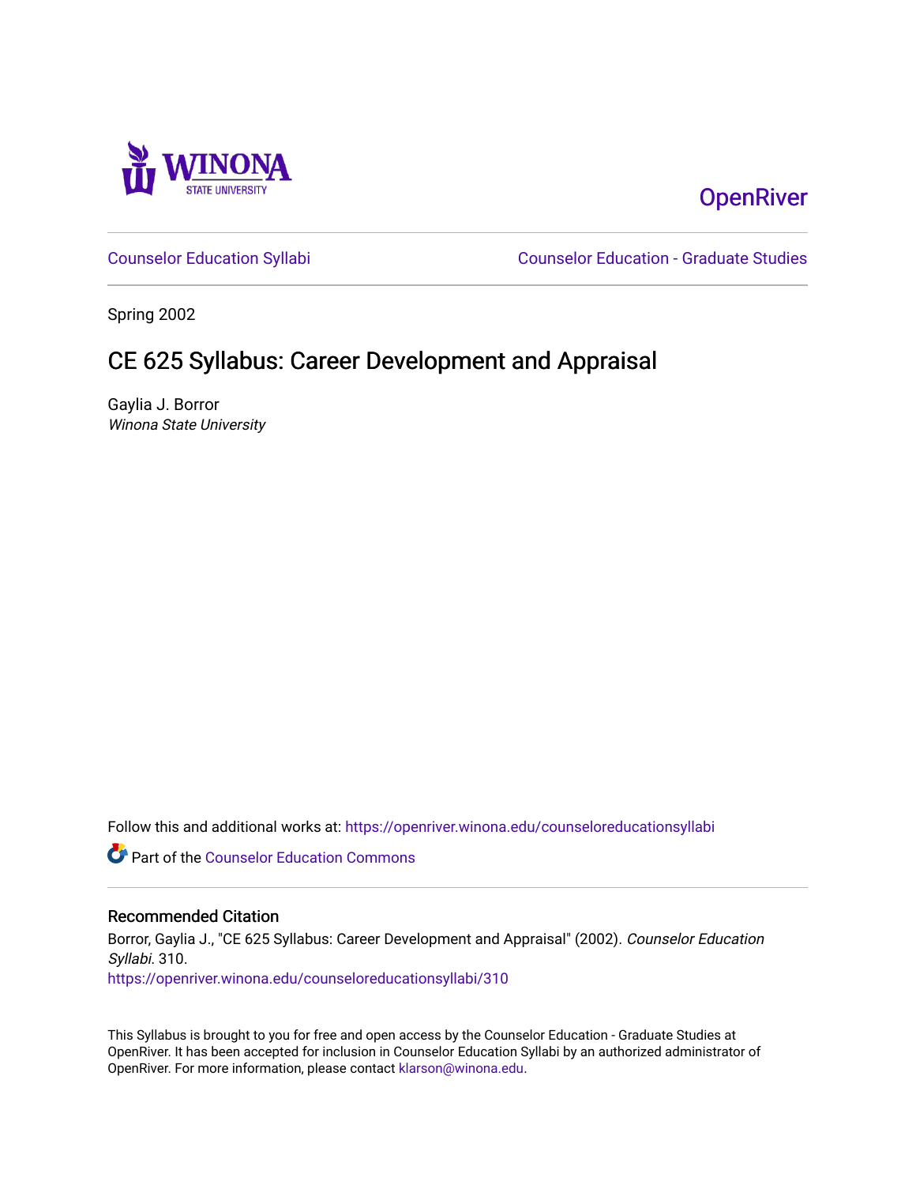OpenRiver

Counselor Education Syllabi | Counselor Education - Graduate Studies

Spring 2002

# CE 625 Syllabus: Career Development and Appraisal

Gaylia J. Borror
*Winona State University*

Follow this and additional works at: https://openriver.winona.edu/counseloreducationsyllabi

Part of the Counselor Education Commons

## Recommended Citation

Borror, Gaylia J., "CE 625 Syllabus: Career Development and Appraisal" (2002). *Counselor Education Syllabi*. 310.
https://openriver.winona.edu/counseloreducationsyllabi/310

This Syllabus is brought to you for free and open access by the Counselor Education - Graduate Studies at OpenRiver. It has been accepted for inclusion in Counselor Education Syllabi by an authorized administrator of OpenRiver. For more information, please contact klarson@winona.edu.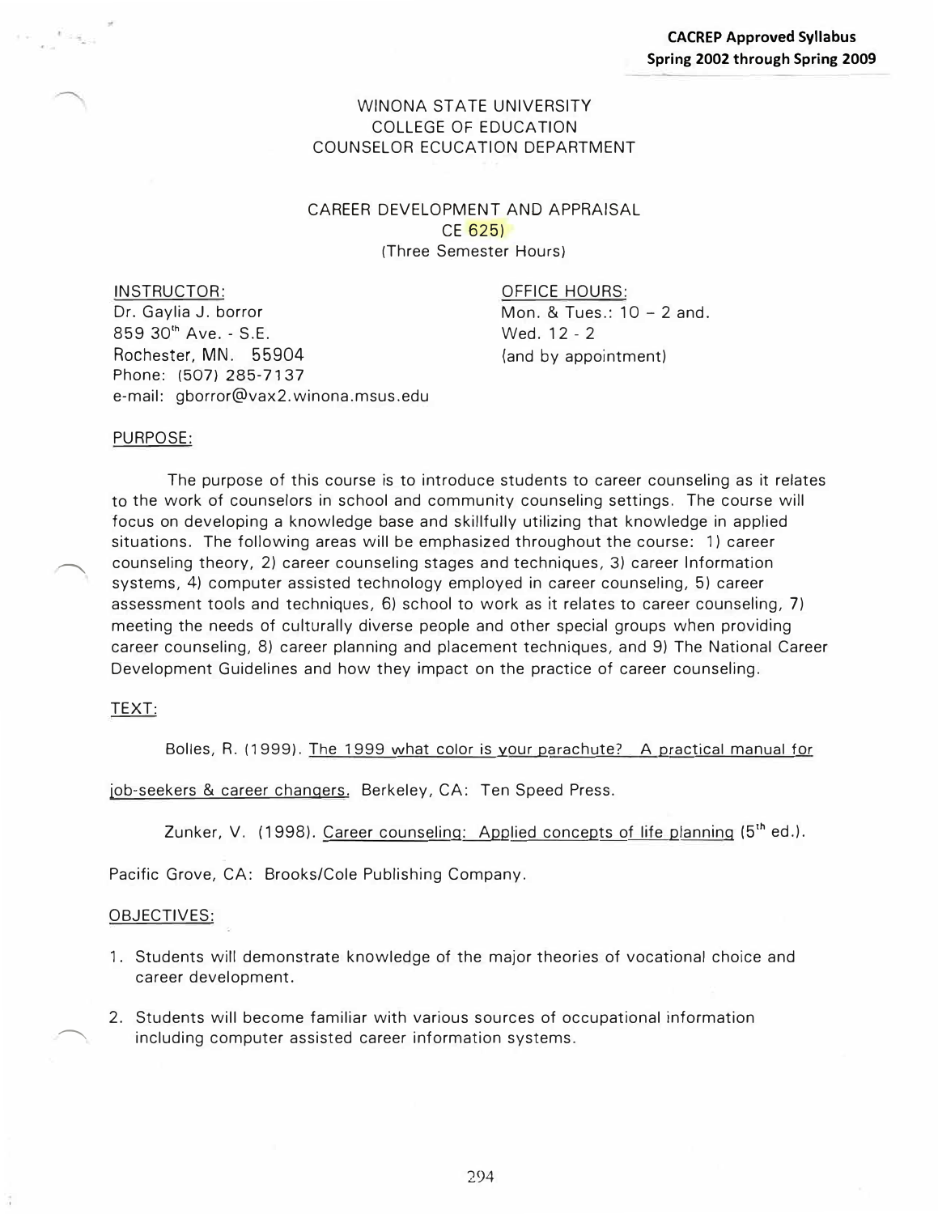**CACREP Approved Syllabus**
**Spring 2002 through Spring 2009**

WINONA STATE UNIVERSITY
COLLEGE OF EDUCATION
COUNSELOR ECUCATION DEPARTMENT

CAREER DEVELOPMENT AND APPRAISAL
CE 625)
(Three Semester Hours)

INSTRUCTOR:
Dr. Gaylia J. borror
859 30th Ave. - S.E.
Rochester, MN. 55904
Phone: (507) 285-7137
e-mail: gborror@vax2.winona.msus.edu

OFFICE HOURS:
Mon. & Tues.: 10 – 2 and.
Wed. 12 - 2
(and by appointment)

PURPOSE:

The purpose of this course is to introduce students to career counseling as it relates to the work of counselors in school and community counseling settings. The course will focus on developing a knowledge base and skillfully utilizing that knowledge in applied situations. The following areas will be emphasized throughout the course: 1) career counseling theory, 2) career counseling stages and techniques, 3) career Information systems, 4) computer assisted technology employed in career counseling, 5) career assessment tools and techniques, 6) school to work as it relates to career counseling, 7) meeting the needs of culturally diverse people and other special groups when providing career counseling, 8) career planning and placement techniques, and 9) The National Career Development Guidelines and how they impact on the practice of career counseling.

TEXT:

Bolles, R. (1999). The 1999 what color is your parachute? A practical manual for job-seekers & career changers. Berkeley, CA: Ten Speed Press.

Zunker, V. (1998). Career counseling: Applied concepts of life planning (5th ed.). Pacific Grove, CA: Brooks/Cole Publishing Company.

OBJECTIVES:

1. Students will demonstrate knowledge of the major theories of vocational choice and career development.
2. Students will become familiar with various sources of occupational information including computer assisted career information systems.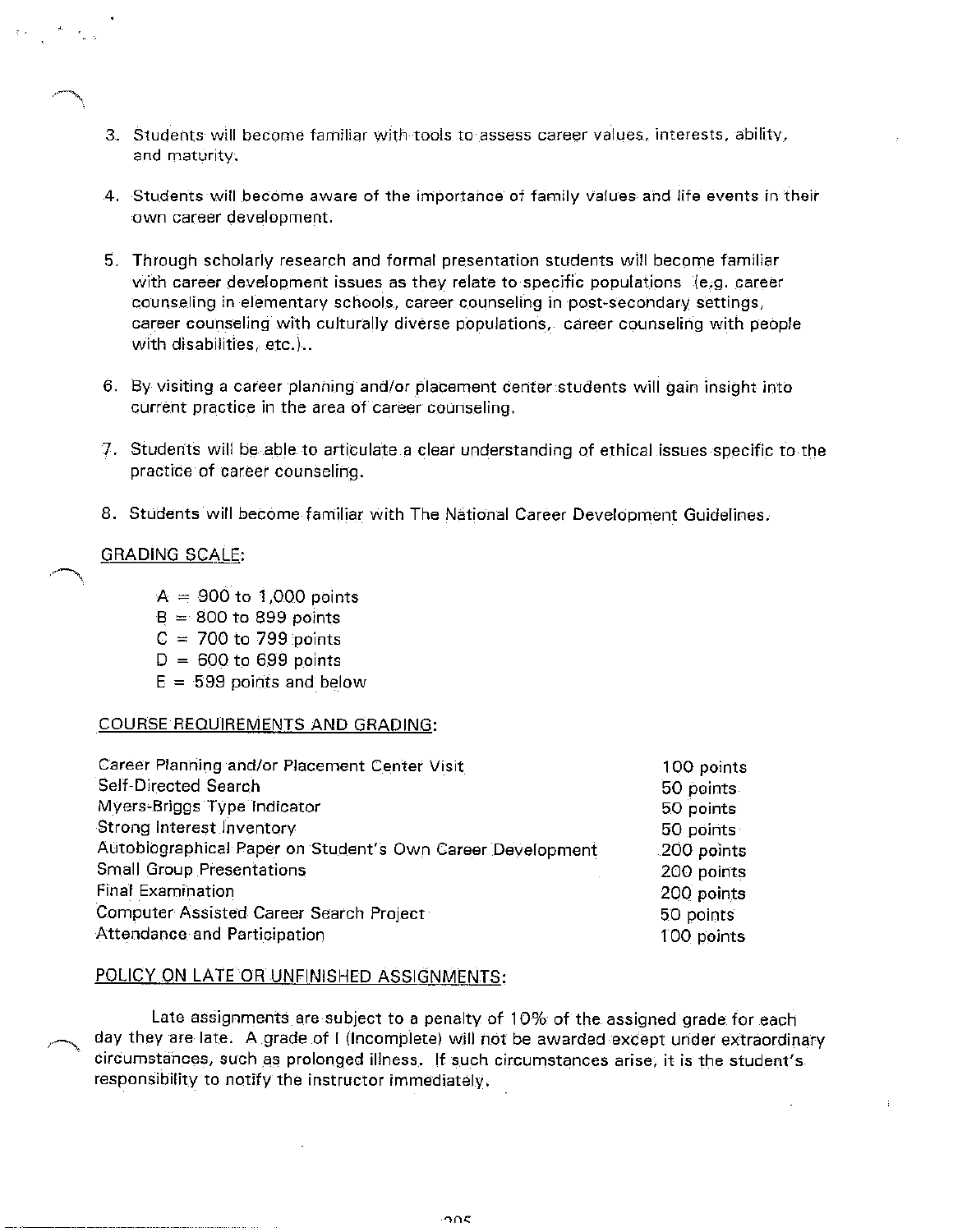3. Students will become familiar with tools to assess career values, interests, ability, and maturity.

4. Students will become aware of the importance of family values and life events in their own career development.

5. Through scholarly research and formal presentation students will become familiar with career development issues as they relate to specific populations (e.g. career counseling in elementary schools, career counseling in post-secondary settings, career counseling with culturally diverse populations, career counseling with people with disabilities, etc.)..

6. By visiting a career planning and/or placement center students will gain insight into current practice in the area of career counseling.

7. Students will be able to articulate a clear understanding of ethical issues specific to the practice of career counseling.

8. Students will become familiar with The National Career Development Guidelines.

GRADING SCALE:

A = 900 to 1,000 points
B = 800 to 899 points
C = 700 to 799 points
D = 600 to 699 points
E = 599 points and below

COURSE REQUIREMENTS AND GRADING:

| | |
|---|---|
| Career Planning and/or Placement Center Visit | 100 points |
| Self-Directed Search | 50 points |
| Myers-Briggs Type Indicator | 50 points |
| Strong Interest Inventory | 50 points |
| Autobiographical Paper on Student's Own Career Development | 200 points |
| Small Group Presentations | 200 points |
| Final Examination | 200 points |
| Computer Assisted Career Search Project | 50 points |
| Attendance and Participation | 100 points |

POLICY ON LATE OR UNFINISHED ASSIGNMENTS:

Late assignments are subject to a penalty of 10% of the assigned grade for each day they are late. A grade of I (Incomplete) will not be awarded except under extraordinary circumstances, such as prolonged illness. If such circumstances arise, it is the student's responsibility to notify the instructor immediately.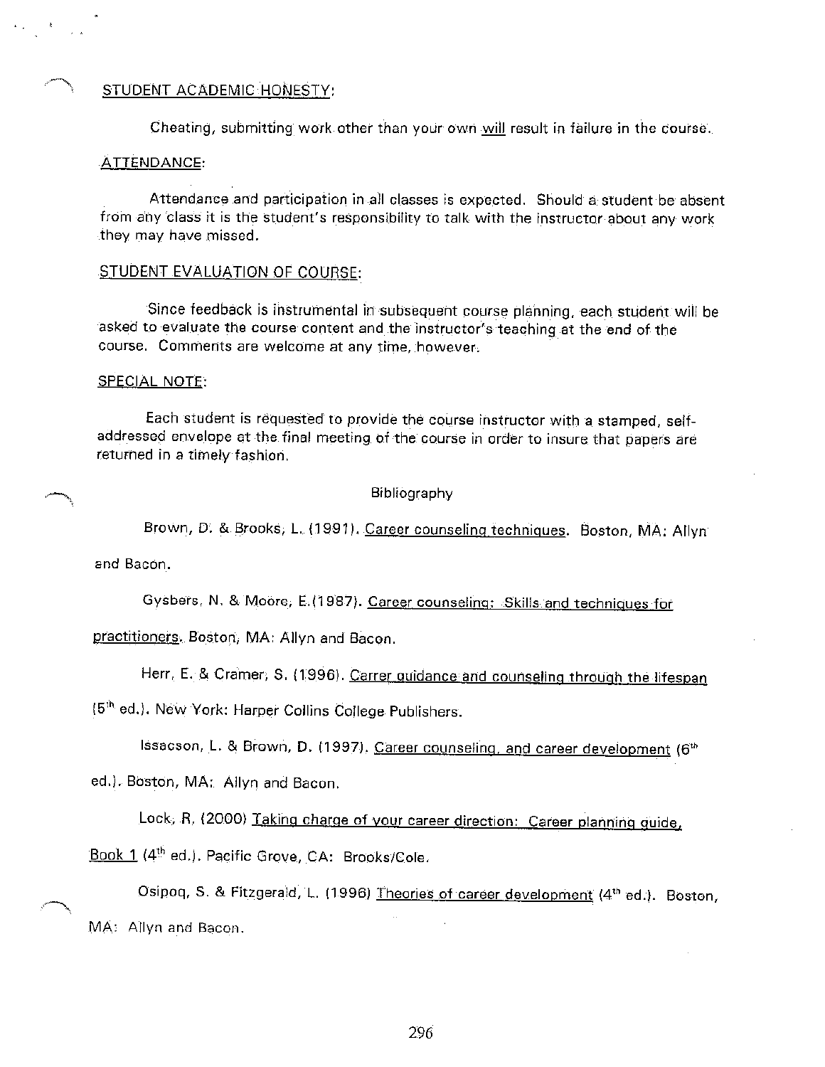STUDENT ACADEMIC HONESTY:

Cheating, submitting work other than your own will result in failure in the course.

ATTENDANCE:

Attendance and participation in all classes is expected. Should a student be absent from any class it is the student's responsibility to talk with the instructor about any work they may have missed.

STUDENT EVALUATION OF COURSE:

Since feedback is instrumental in subsequent course planning, each student will be asked to evaluate the course content and the instructor's teaching at the end of the course. Comments are welcome at any time, however.

SPECIAL NOTE:

Each student is requested to provide the course instructor with a stamped, self-addressed envelope at the final meeting of the course in order to insure that papers are returned in a timely fashion.

Bibliography

Brown, D. & Brooks, L. (1991). Career counseling techniques. Boston, MA: Allyn and Bacon.

Gysbers, N. & Moore, E.(1987). Career counseling: Skills and techniques for practitioners. Boston, MA: Allyn and Bacon.

Herr, E. & Cramer, S. (1996). Carrer guidance and counseling through the lifespan (5th ed.). New York: Harper Collins College Publishers.

Issacson, L. & Brown, D. (1997). Career counseling, and career development (6th ed.). Boston, MA: Allyn and Bacon.

Lock, R. (2000) Taking charge of your career direction: Career planning guide, Book 1 (4th ed.). Pacific Grove, CA: Brooks/Cole.

Osipoq, S. & Fitzgerald, L. (1996) Theories of career development (4th ed.). Boston, MA: Allyn and Bacon.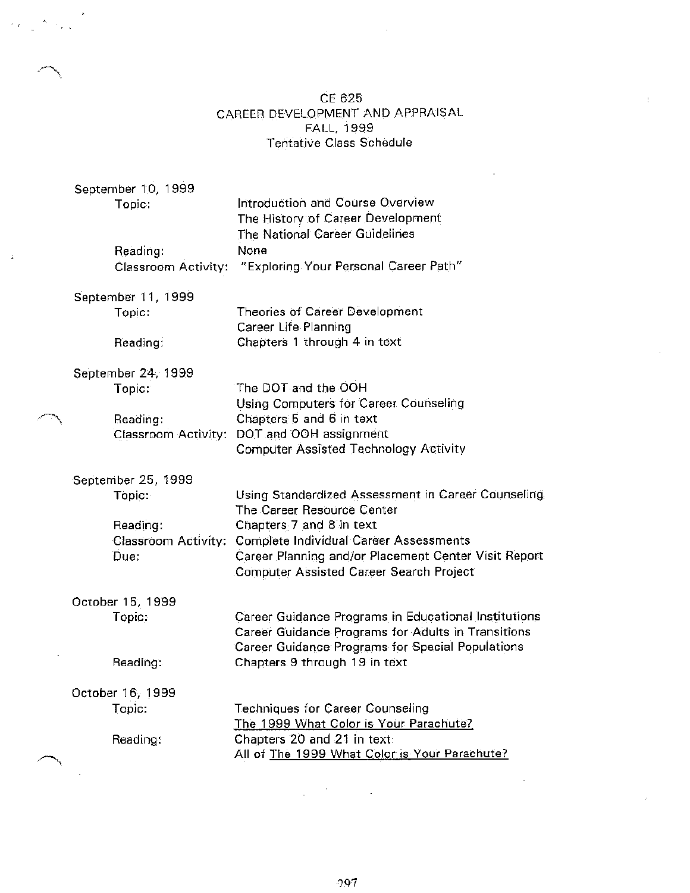# CE 625
## CAREER DEVELOPMENT AND APPRAISAL
### FALL, 1999
### Tentative Class Schedule

**September 10, 1999**

| | |
|---|---|
| Topic: | Introduction and Course Overview<br>The History of Career Development<br>The National Career Guidelines |
| Reading: | None |
| Classroom Activity: | "Exploring Your Personal Career Path" |

**September 11, 1999**

| | |
|---|---|
| Topic: | Theories of Career Development<br>Career Life Planning |
| Reading: | Chapters 1 through 4 in text |

**September 24, 1999**

| | |
|---|---|
| Topic: | The DOT and the OOH<br>Using Computers for Career Counseling |
| Reading: | Chapters 5 and 6 in text |
| Classroom Activity: | DOT and OOH assignment<br>Computer Assisted Technology Activity |

**September 25, 1999**

| | |
|---|---|
| Topic: | Using Standardized Assessment in Career Counseling<br>The Career Resource Center |
| Reading: | Chapters 7 and 8 in text |
| Classroom Activity: | Complete Individual Career Assessments |
| Due: | Career Planning and/or Placement Center Visit Report<br>Computer Assisted Career Search Project |

**October 15, 1999**

| | |
|---|---|
| Topic: | Career Guidance Programs in Educational Institutions<br>Career Guidance Programs for Adults in Transitions<br>Career Guidance Programs for Special Populations |
| Reading: | Chapters 9 through 19 in text |

**October 16, 1999**

| | |
|---|---|
| Topic: | Techniques for Career Counseling<br>The 1999 What Color is Your Parachute? |
| Reading: | Chapters 20 and 21 in text<br>All of The 1999 What Color is Your Parachute? |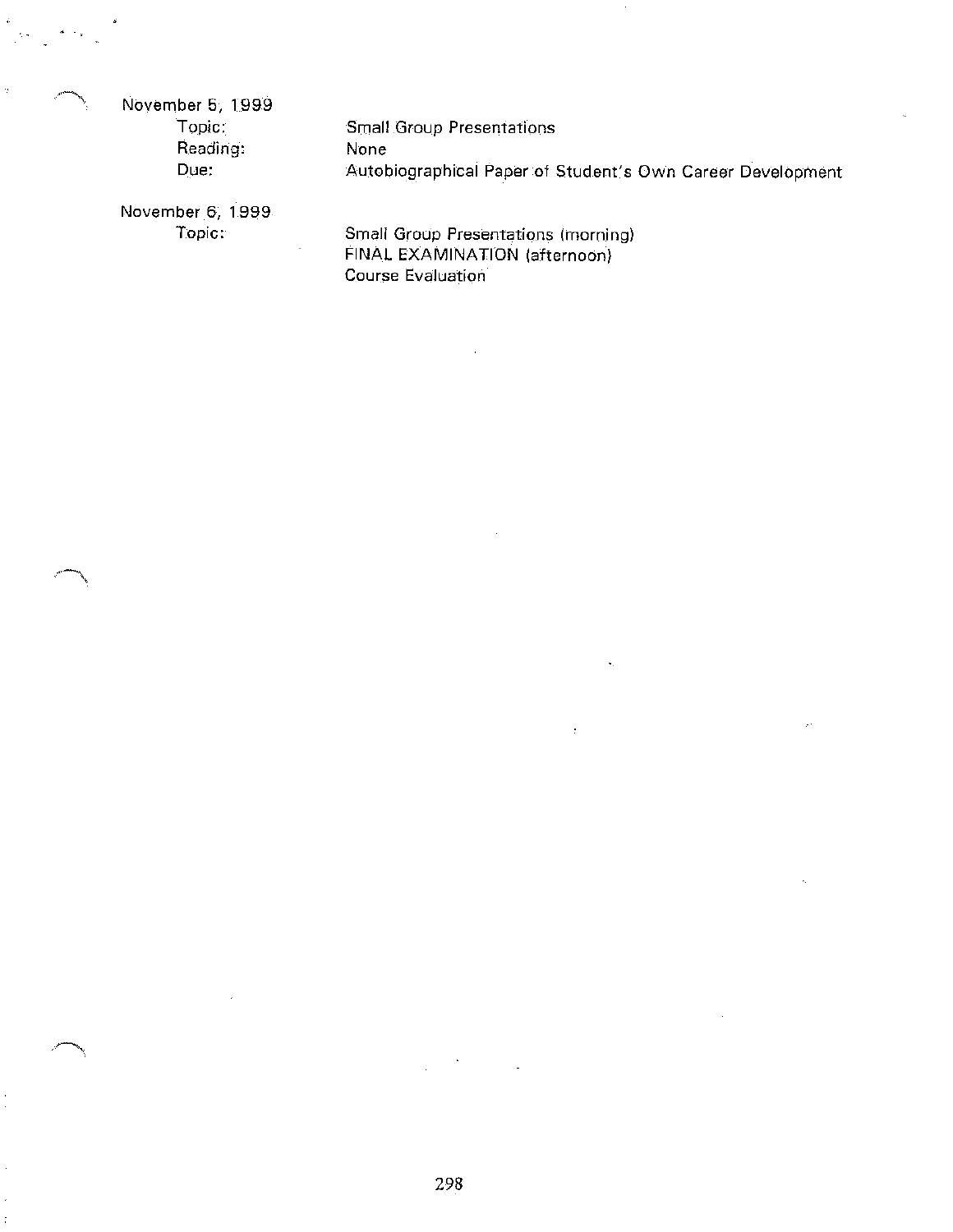November 5, 1999

Topic: Small Group Presentations

Reading: None

Due: Autobiographical Paper of Student's Own Career Development

November 6, 1999

Topic: Small Group Presentations (morning)
FINAL EXAMINATION (afternoon)
Course Evaluation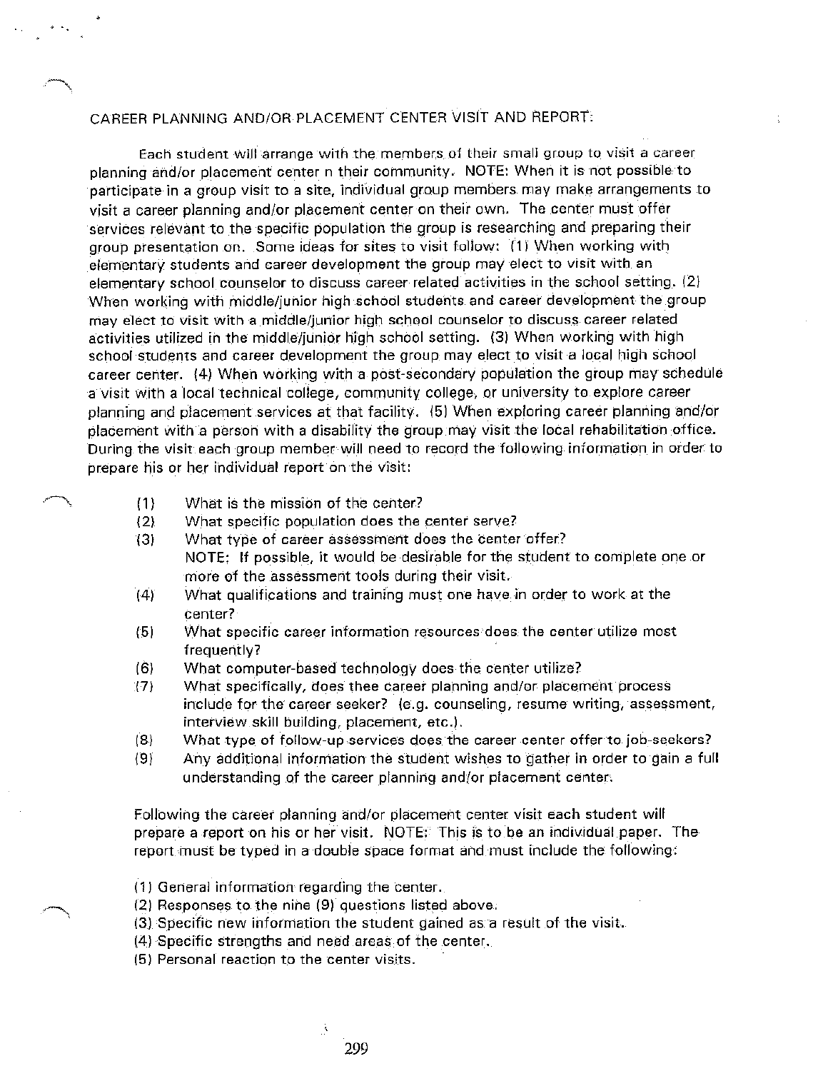CAREER PLANNING AND/OR PLACEMENT CENTER VISIT AND REPORT:

Each student will arrange with the members of their small group to visit a career planning and/or placement center n their community. NOTE: When it is not possible to participate in a group visit to a site, individual group members may make arrangements to visit a career planning and/or placement center on their own. The center must offer services relevant to the specific population the group is researching and preparing their group presentation on. Some ideas for sites to visit follow: (1) When working with elementary students and career development the group may elect to visit with an elementary school counselor to discuss career related activities in the school setting. (2) When working with middle/junior high school students and career development the group may elect to visit with a middle/junior high school counselor to discuss career related activities utilized in the middle/junior high school setting. (3) When working with high school students and career development the group may elect to visit a local high school career center. (4) When working with a post-secondary population the group may schedule a visit with a local technical college, community college, or university to explore career planning and placement services at that facility. (5) When exploring career planning and/or placement with a person with a disability the group may visit the local rehabilitation office. During the visit each group member will need to record the following information in order to prepare his or her individual report on the visit:

(1) What is the mission of the center?
(2) What specific population does the center serve?
(3) What type of career assessment does the center offer?
NOTE: If possible, it would be desirable for the student to complete one or more of the assessment tools during their visit.
(4) What qualifications and training must one have in order to work at the center?
(5) What specific career information resources does the center utilize most frequently?
(6) What computer-based technology does the center utilize?
(7) What specifically, does thee career planning and/or placement process include for the career seeker? (e.g. counseling, resume writing, assessment, interview skill building, placement, etc.).
(8) What type of follow-up services does the career center offer to job-seekers?
(9) Any additional information the student wishes to gather in order to gain a full understanding of the career planning and/or placement center.

Following the career planning and/or placement center visit each student will prepare a report on his or her visit. NOTE: This is to be an individual paper. The report must be typed in a double space format and must include the following:

(1) General information regarding the center.
(2) Responses to the nine (9) questions listed above.
(3) Specific new information the student gained as a result of the visit.
(4) Specific strengths and need areas of the center.
(5) Personal reaction to the center visits.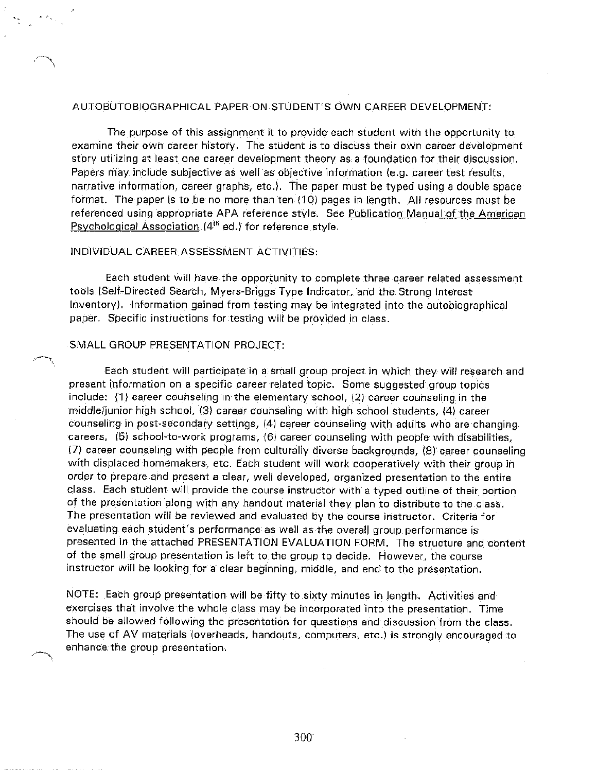AUTOBUTOBIOGRAPHICAL PAPER ON STUDENT'S OWN CAREER DEVELOPMENT:

The purpose of this assignment it to provide each student with the opportunity to examine their own career history. The student is to discuss their own career development story utilizing at least one career development theory as a foundation for their discussion. Papers may include subjective as well as objective information (e.g. career test results, narrative information, career graphs, etc.). The paper must be typed using a double space format. The paper is to be no more than ten (10) pages in length. All resources must be referenced using appropriate APA reference style. See Publication Manual of the American Psychological Association (4th ed.) for reference style.

INDIVIDUAL CAREER ASSESSMENT ACTIVITIES:

Each student will have the opportunity to complete three career related assessment tools (Self-Directed Search, Myers-Briggs Type Indicator, and the Strong Interest Inventory). Information gained from testing may be integrated into the autobiographical paper. Specific instructions for testing will be provided in class.

SMALL GROUP PRESENTATION PROJECT:

Each student will participate in a small group project in which they will research and present information on a specific career related topic. Some suggested group topics include: (1) career counseling in the elementary school, (2) career counseling in the middle/junior high school, (3) career counseling with high school students, (4) career counseling in post-secondary settings, (4) career counseling with adults who are changing careers, (5) school-to-work programs, (6) career counseling with people with disabilities, (7) career counseling with people from culturally diverse backgrounds, (8) career counseling with displaced homemakers, etc. Each student will work cooperatively with their group in order to prepare and present a clear, well developed, organized presentation to the entire class. Each student will provide the course instructor with a typed outline of their portion of the presentation along with any handout material they plan to distribute to the class. The presentation will be reviewed and evaluated by the course instructor. Criteria for evaluating each student's performance as well as the overall group performance is presented in the attached PRESENTATION EVALUATION FORM. The structure and content of the small group presentation is left to the group to decide. However, the course instructor will be looking for a clear beginning, middle, and end to the presentation.

NOTE: Each group presentation will be fifty to sixty minutes in length. Activities and exercises that involve the whole class may be incorporated into the presentation. Time should be allowed following the presentation for questions and discussion from the class. The use of AV materials (overheads, handouts, computers, etc.) is strongly encouraged to enhance the group presentation.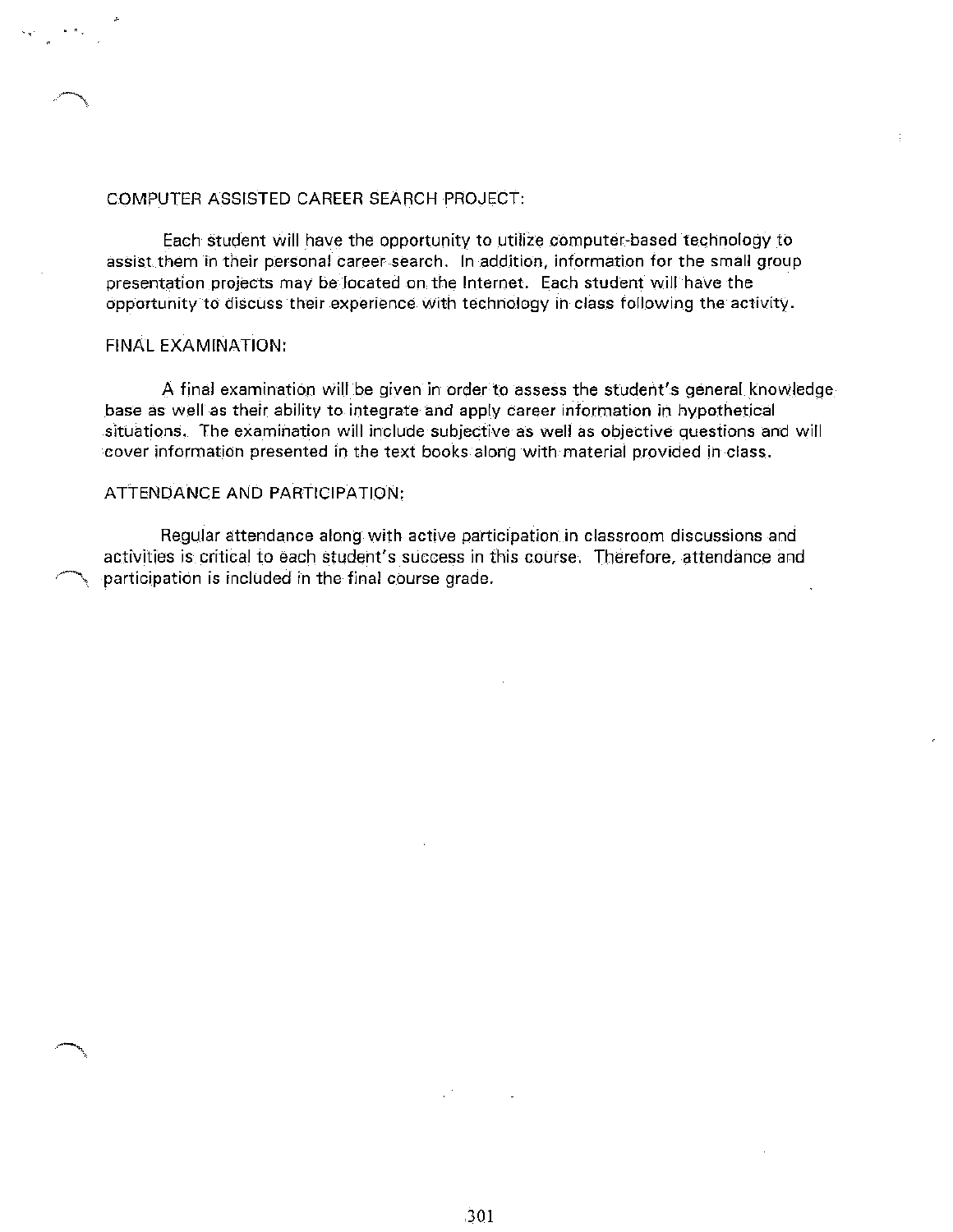## COMPUTER ASSISTED CAREER SEARCH PROJECT:

Each student will have the opportunity to utilize computer-based technology to assist them in their personal career search. In addition, information for the small group presentation projects may be located on the Internet. Each student will have the opportunity to discuss their experience with technology in class following the activity.

## FINAL EXAMINATION:

A final examination will be given in order to assess the student's general knowledge base as well as their ability to integrate and apply career information in hypothetical situations. The examination will include subjective as well as objective questions and will cover information presented in the text books along with material provided in class.

## ATTENDANCE AND PARTICIPATION:

Regular attendance along with active participation in classroom discussions and activities is critical to each student's success in this course. Therefore, attendance and participation is included in the final course grade.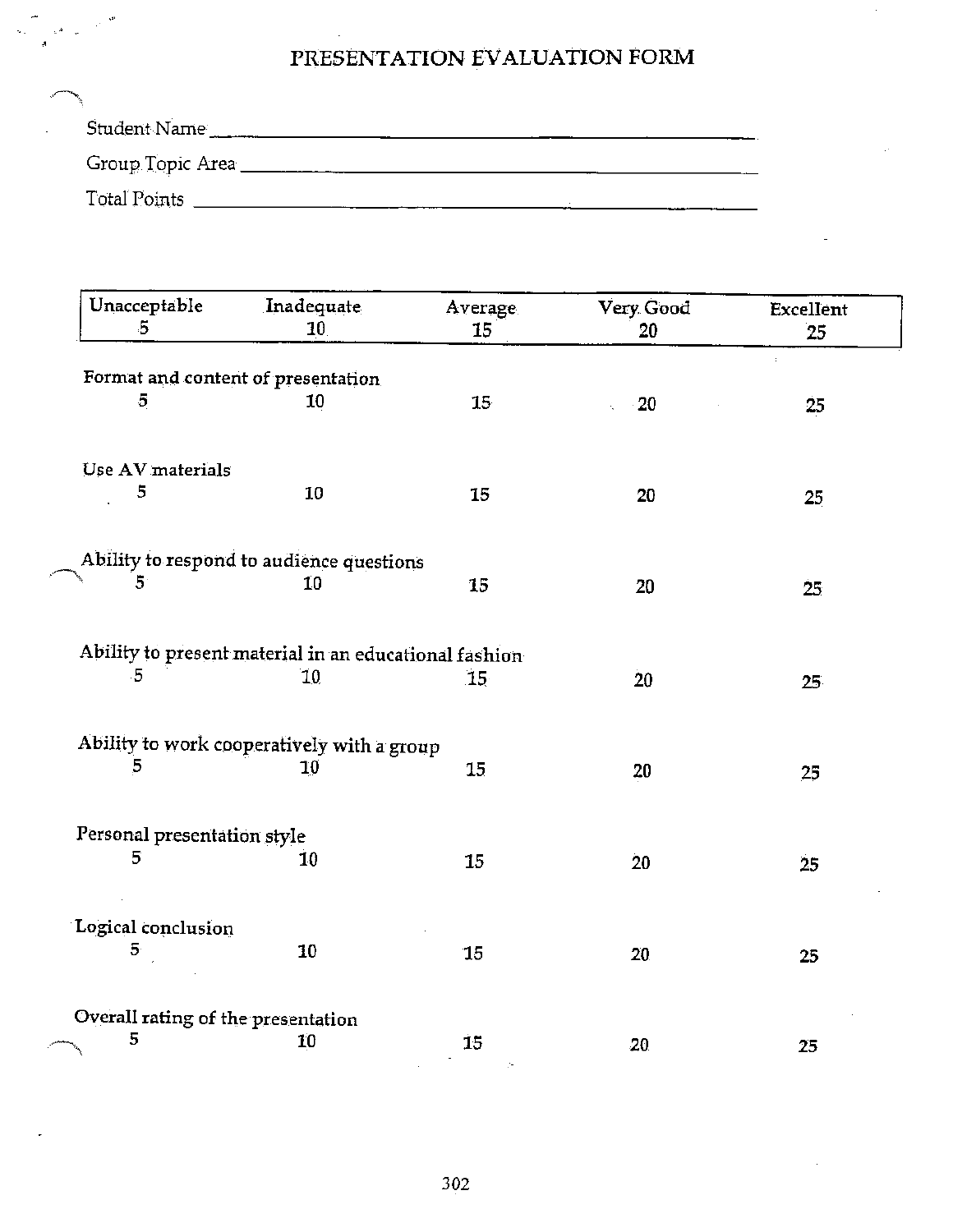# PRESENTATION EVALUATION FORM

Student Name ______________________________

Group Topic Area ______________________________

Total Points ______________________________

| Unacceptable 5 | Inadequate 10 | Average 15 | Very Good 20 | Excellent 25 |
|---|---|---|---|---|

Format and content of presentation

| | | | | |
|---|---|---|---|---|
| 5 | 10 | 15 | 20 | 25 |

Use AV materials

| | | | | |
|---|---|---|---|---|
| 5 | 10 | 15 | 20 | 25 |

Ability to respond to audience questions

| | | | | |
|---|---|---|---|---|
| 5 | 10 | 15 | 20 | 25 |

Ability to present material in an educational fashion

| | | | | |
|---|---|---|---|---|
| 5 | 10 | 15 | 20 | 25 |

Ability to work cooperatively with a group

| | | | | |
|---|---|---|---|---|
| 5 | 10 | 15 | 20 | 25 |

Personal presentation style

| | | | | |
|---|---|---|---|---|
| 5 | 10 | 15 | 20 | 25 |

Logical conclusion

| | | | | |
|---|---|---|---|---|
| 5 | 10 | 15 | 20 | 25 |

Overall rating of the presentation

| | | | | |
|---|---|---|---|---|
| 5 | 10 | 15 | 20 | 25 |